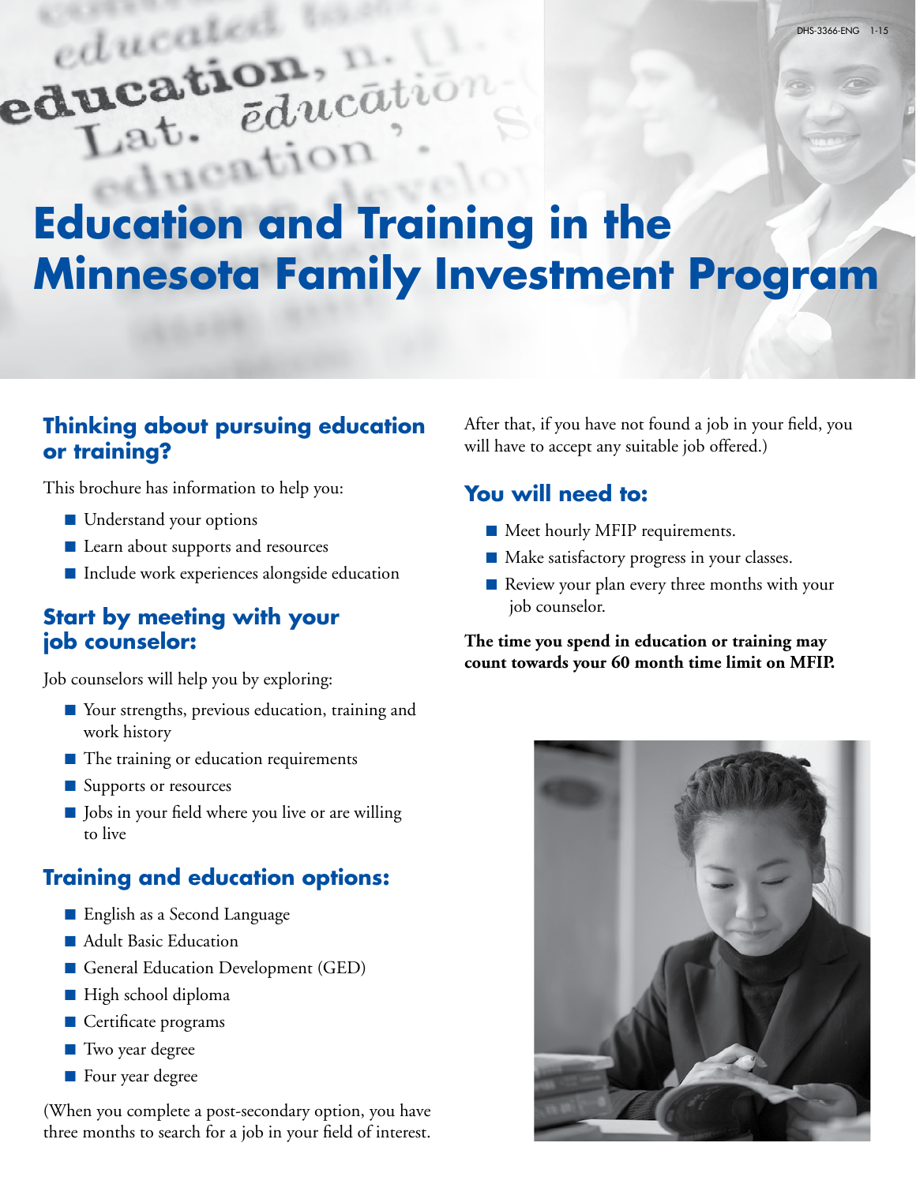# Education and Training in the Minnesota Family Investment Program

## Thinking about pursuing education or training?

This brochure has information to help you:

- Understand your options
- Learn about supports and resources
- Include work experiences alongside education

## Start by meeting with your job counselor:

Job counselors will help you by exploring:

- Your strengths, previous education, training and work history
- The training or education requirements
- Supports or resources
- Jobs in your field where you live or are willing to live

## Training and education options:

- English as a Second Language
- Adult Basic Education
- General Education Development (GED)
- High school diploma
- Certificate programs
- Two year degree
- Four year degree

(When you complete a post-secondary option, you have three months to search for a job in your field of interest. After that, if you have not found a job in your field, you will have to accept any suitable job offered.)

## You will need to:

- Meet hourly MFIP requirements.
- Make satisfactory progress in your classes.
- Review your plan every three months with your job counselor.

**The time you spend in education or training may count towards your 60 month time limit on MFIP.**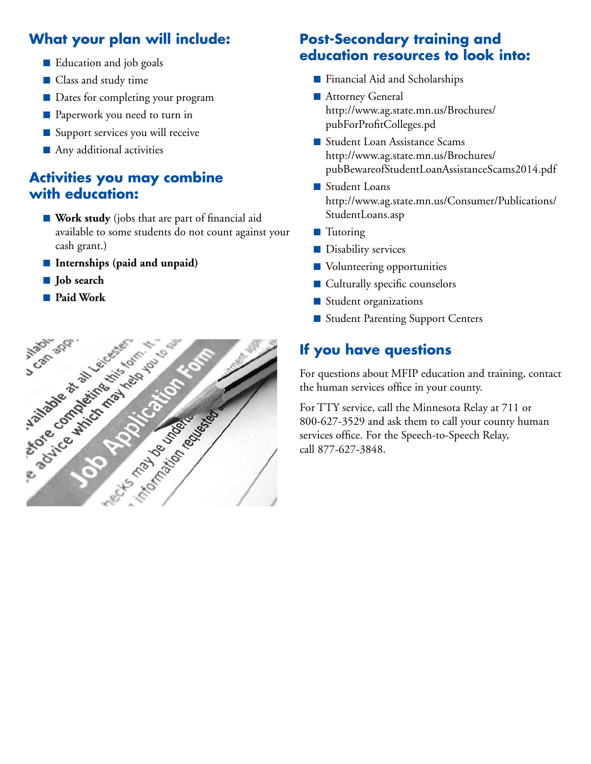## What your plan will include:

- Education and job goals
- Class and study time
- Dates for completing your program
- Paperwork you need to turn in
- Support services you will receive
- Any additional activities

## Activities you may combine with education:

- **Work study** (jobs that are part of financial aid available to some students do not count against your cash grant.)
- **Internships (paid and unpaid)**
- **Job search**
- **Paid Work**

## Post-Secondary training and education resources to look into:

- Financial Aid and Scholarships
- Attorney General
  http://www.ag.state.mn.us/Brochures/pubForProfitColleges.pd
- Student Loan Assistance Scams
  http://www.ag.state.mn.us/Brochures/pubBewareofStudentLoanAssistanceScams2014.pdf
- Student Loans
  http://www.ag.state.mn.us/Consumer/Publications/StudentLoans.asp
- Tutoring
- Disability services
- Volunteering opportunities
- Culturally specific counselors
- Student organizations
- Student Parenting Support Centers

## If you have questions

For questions about MFIP education and training, contact the human services office in your county.

For TTY service, call the Minnesota Relay at 711 or 800-627-3529 and ask them to call your county human services office. For the Speech-to-Speech Relay, call 877-627-3848.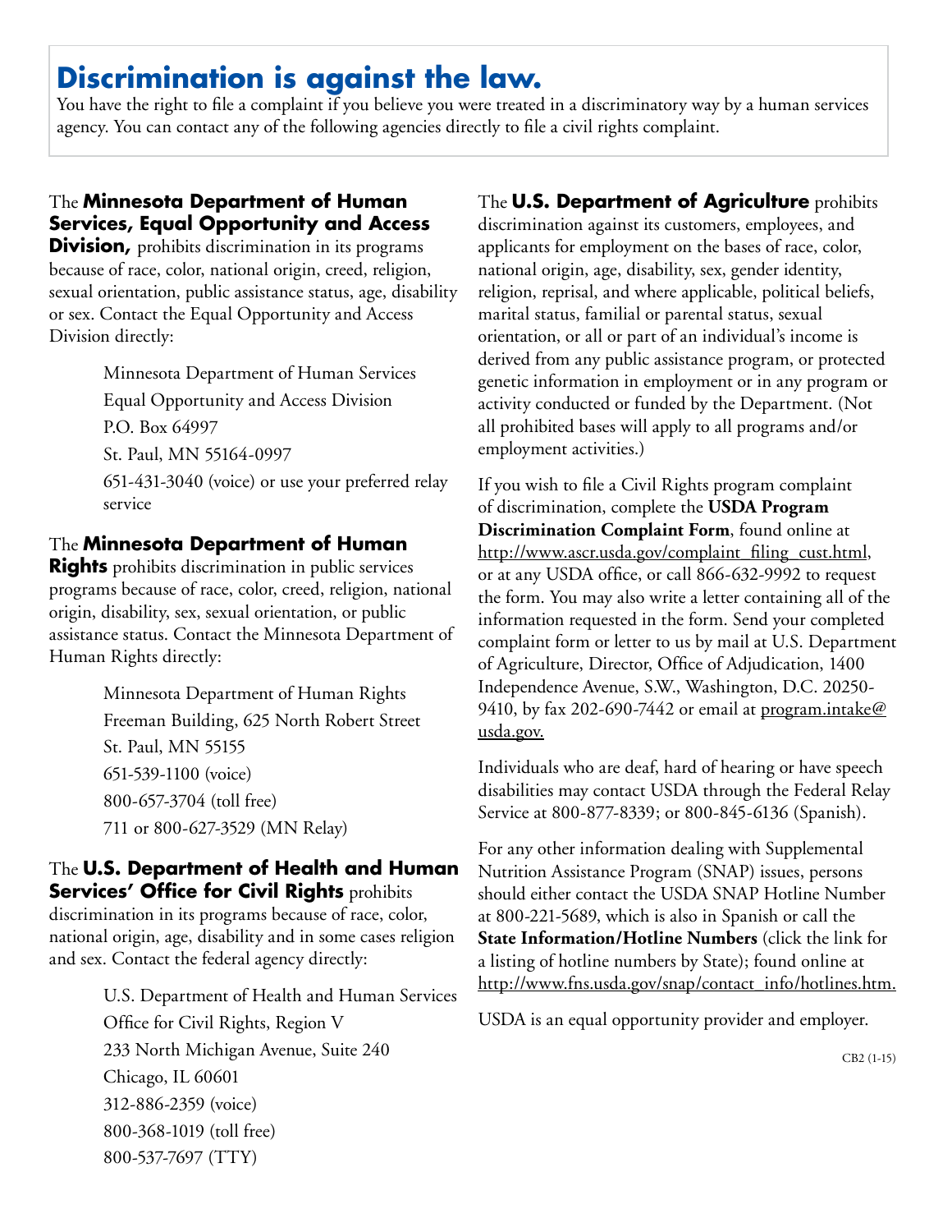# Discrimination is against the law.

You have the right to file a complaint if you believe you were treated in a discriminatory way by a human services agency. You can contact any of the following agencies directly to file a civil rights complaint.

The **Minnesota Department of Human Services, Equal Opportunity and Access Division,** prohibits discrimination in its programs because of race, color, national origin, creed, religion, sexual orientation, public assistance status, age, disability or sex. Contact the Equal Opportunity and Access Division directly:

Minnesota Department of Human Services
Equal Opportunity and Access Division
P.O. Box 64997
St. Paul, MN 55164-0997
651-431-3040 (voice) or use your preferred relay service

The **Minnesota Department of Human Rights** prohibits discrimination in public services programs because of race, color, creed, religion, national origin, disability, sex, sexual orientation, or public assistance status. Contact the Minnesota Department of Human Rights directly:

Minnesota Department of Human Rights
Freeman Building, 625 North Robert Street
St. Paul, MN 55155
651-539-1100 (voice)
800-657-3704 (toll free)
711 or 800-627-3529 (MN Relay)

The **U.S. Department of Health and Human Services' Office for Civil Rights** prohibits discrimination in its programs because of race, color, national origin, age, disability and in some cases religion and sex. Contact the federal agency directly:

U.S. Department of Health and Human Services
Office for Civil Rights, Region V
233 North Michigan Avenue, Suite 240
Chicago, IL 60601
312-886-2359 (voice)
800-368-1019 (toll free)
800-537-7697 (TTY)

The **U.S. Department of Agriculture** prohibits discrimination against its customers, employees, and applicants for employment on the bases of race, color, national origin, age, disability, sex, gender identity, religion, reprisal, and where applicable, political beliefs, marital status, familial or parental status, sexual orientation, or all or part of an individual's income is derived from any public assistance program, or protected genetic information in employment or in any program or activity conducted or funded by the Department. (Not all prohibited bases will apply to all programs and/or employment activities.)

If you wish to file a Civil Rights program complaint of discrimination, complete the **USDA Program Discrimination Complaint Form**, found online at http://www.ascr.usda.gov/complaint_filing_cust.html, or at any USDA office, or call 866-632-9992 to request the form. You may also write a letter containing all of the information requested in the form. Send your completed complaint form or letter to us by mail at U.S. Department of Agriculture, Director, Office of Adjudication, 1400 Independence Avenue, S.W., Washington, D.C. 20250-9410, by fax 202-690-7442 or email at program.intake@usda.gov.

Individuals who are deaf, hard of hearing or have speech disabilities may contact USDA through the Federal Relay Service at 800-877-8339; or 800-845-6136 (Spanish).

For any other information dealing with Supplemental Nutrition Assistance Program (SNAP) issues, persons should either contact the USDA SNAP Hotline Number at 800-221-5689, which is also in Spanish or call the **State Information/Hotline Numbers** (click the link for a listing of hotline numbers by State); found online at http://www.fns.usda.gov/snap/contact_info/hotlines.htm.

USDA is an equal opportunity provider and employer.

CB2 (1-15)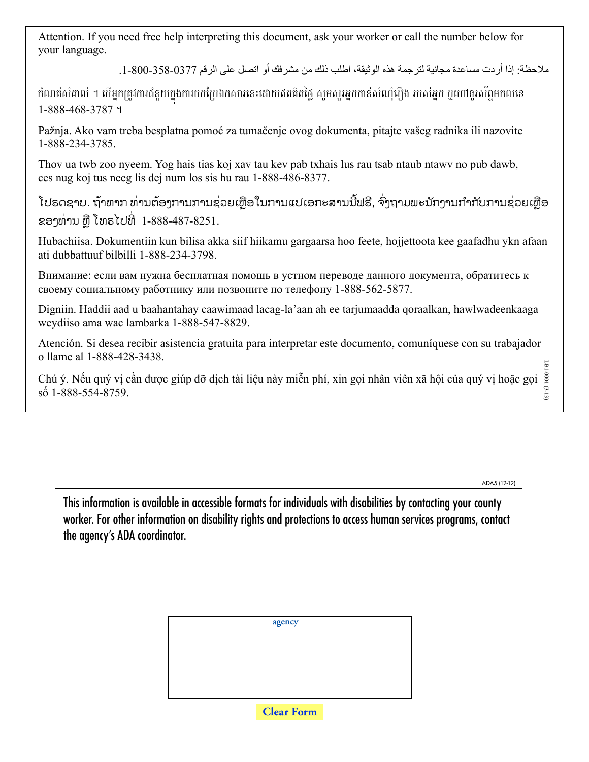Attention. If you need free help interpreting this document, ask your worker or call the number below for your language.

ملاحظة: إذا أردت مساعدة مجانية لترجمة هذه الوثيقة، اطلب ذلك من مشرفك أو اتصل على الرقم 0377-358-800-1.

កំណត់សំគាល់ ។ បើអ្នកត្រូវការជំនួយក្នុងការបកប្រែឯកសារនេះដោយឥតគិតថ្លៃ សូមសួរអ្នកកាន់សំណុំរឿង របស់អ្នក ឬហៅទូរស័ព្ទមកលេខ 1-888-468-3787 ។

Pažnja. Ako vam treba besplatna pomoć za tumačenje ovog dokumenta, pitajte vašeg radnika ili nazovite 1-888-234-3785.

Thov ua twb zoo nyeem. Yog hais tias koj xav tau kev pab txhais lus rau tsab ntaub ntawv no pub dawb, ces nug koj tus neeg lis dej num los sis hu rau 1-888-486-8377.

ໂປຣດຊາບ. ຖ້າຫາກ ທ່ານຕ້ອງການການຊ່ວຍເຫຼືອໃນການແປເອກະສານນີ້ຟຣີ, ຈົ່ງຖາມພະນັກງານກໍາກັບການຊ່ວຍເຫຼືອ ຂອງທ່ານ ຫຼື ໂທຣໄປທີ່ 1-888-487-8251.

Hubachiisa. Dokumentiin kun bilisa akka siif hiikamu gargaarsa hoo feete, hojjettoota kee gaafadhu ykn afaan ati dubbattuuf bilbilli 1-888-234-3798.

Внимание: если вам нужна бесплатная помощь в устном переводе данного документа, обратитесь к своему социальному работнику или позвоните по телефону 1-888-562-5877.

Digniin. Haddii aad u baahantahay caawimaad lacag-la'aan ah ee tarjumaadda qoraalkan, hawlwadeenkaaga weydiiso ama wac lambarka 1-888-547-8829.

Atención. Si desea recibir asistencia gratuita para interpretar este documento, comuníquese con su trabajador o llame al 1-888-428-3438.

Chú ý. Nếu quý vị cần được giúp đỡ dịch tài liệu này miễn phí, xin gọi nhân viên xã hội của quý vị hoặc gọi số 1-888-554-8759.

LB1-0001 (3-13)

ADA5 (12-12)

This information is available in accessible formats for individuals with disabilities by contacting your county worker. For other information on disability rights and protections to access human services programs, contact the agency's ADA coordinator.

agency

Clear Form